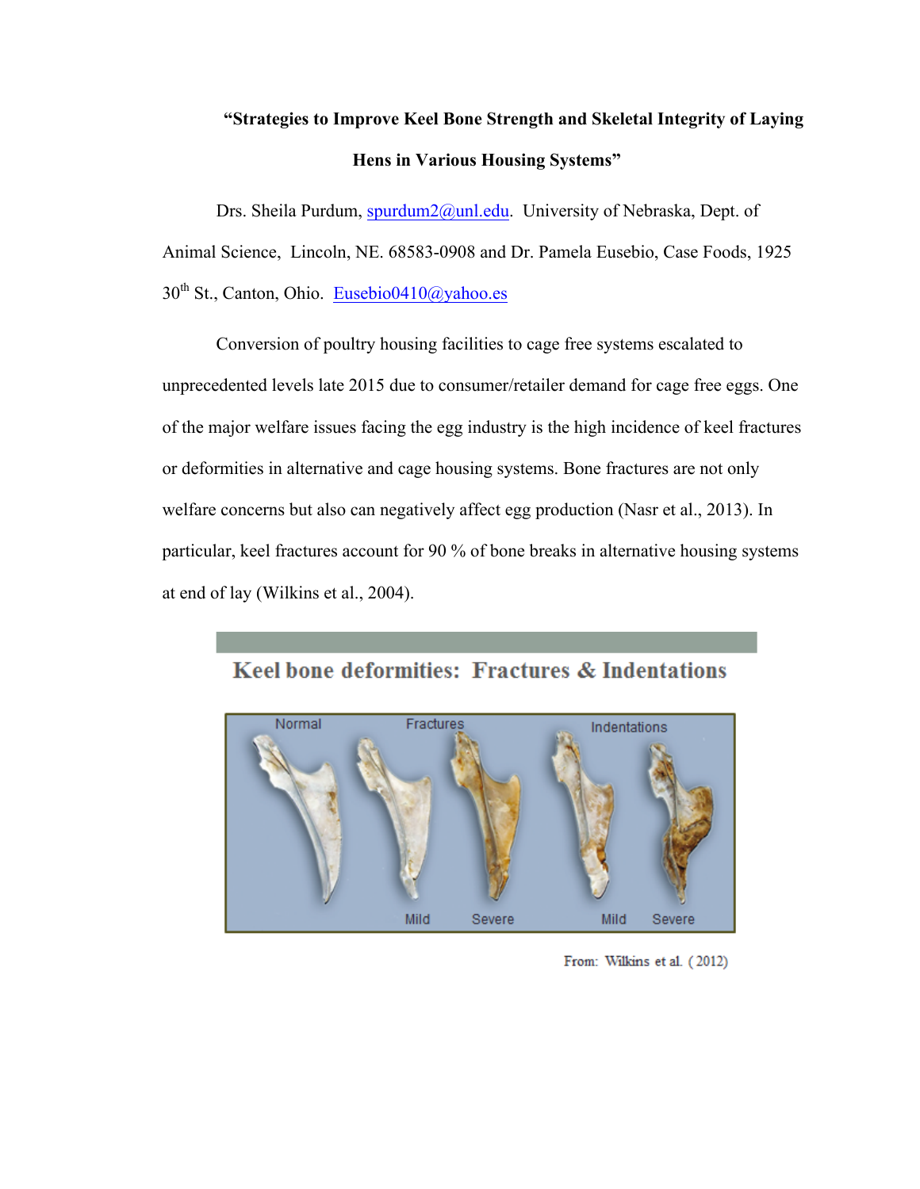# "Strategies to Improve Keel Bone Strength and Skeletal Integrity of Laying Hens in Various Housing Systems"

Drs. Sheila Purdum, spurdum2@unl.edu. University of Nebraska, Dept. of Animal Science, Lincoln, NE. 68583-0908 and Dr. Pamela Eusebio, Case Foods, 1925 30th St., Canton, Ohio. Eusebio0410@yahoo.es

Conversion of poultry housing facilities to cage free systems escalated to unprecedented levels late 2015 due to consumer/retailer demand for cage free eggs. One of the major welfare issues facing the egg industry is the high incidence of keel fractures or deformities in alternative and cage housing systems. Bone fractures are not only welfare concerns but also can negatively affect egg production (Nasr et al., 2013). In particular, keel fractures account for 90 % of bone breaks in alternative housing systems at end of lay (Wilkins et al., 2004).

**Keel bone deformities: Fractures & Indentations**

Normal | Fractures (Mild, Severe) | Indentations (Mild, Severe)

From: Wilkins et al. (2012)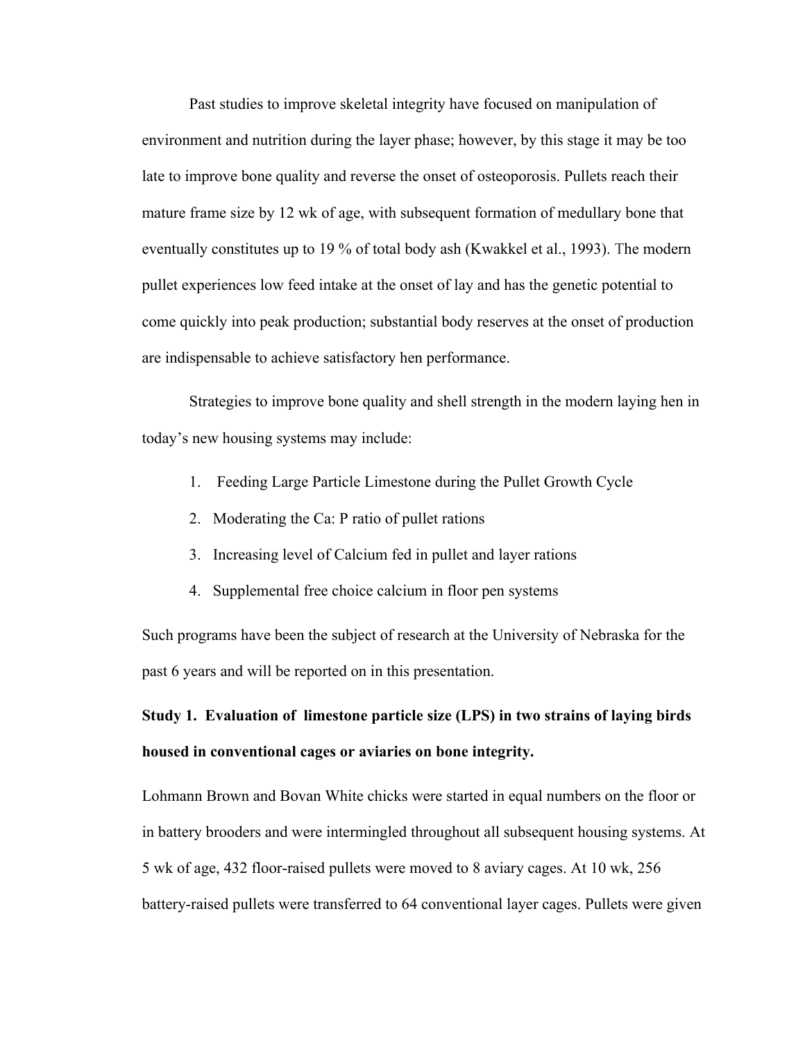Past studies to improve skeletal integrity have focused on manipulation of environment and nutrition during the layer phase; however, by this stage it may be too late to improve bone quality and reverse the onset of osteoporosis. Pullets reach their mature frame size by 12 wk of age, with subsequent formation of medullary bone that eventually constitutes up to 19 % of total body ash (Kwakkel et al., 1993). The modern pullet experiences low feed intake at the onset of lay and has the genetic potential to come quickly into peak production; substantial body reserves at the onset of production are indispensable to achieve satisfactory hen performance.

Strategies to improve bone quality and shell strength in the modern laying hen in today's new housing systems may include:

1. Feeding Large Particle Limestone during the Pullet Growth Cycle
2. Moderating the Ca: P ratio of pullet rations
3. Increasing level of Calcium fed in pullet and layer rations
4. Supplemental free choice calcium in floor pen systems

Such programs have been the subject of research at the University of Nebraska for the past 6 years and will be reported on in this presentation.

**Study 1. Evaluation of limestone particle size (LPS) in two strains of laying birds housed in conventional cages or aviaries on bone integrity.**

Lohmann Brown and Bovan White chicks were started in equal numbers on the floor or in battery brooders and were intermingled throughout all subsequent housing systems. At 5 wk of age, 432 floor-raised pullets were moved to 8 aviary cages. At 10 wk, 256 battery-raised pullets were transferred to 64 conventional layer cages. Pullets were given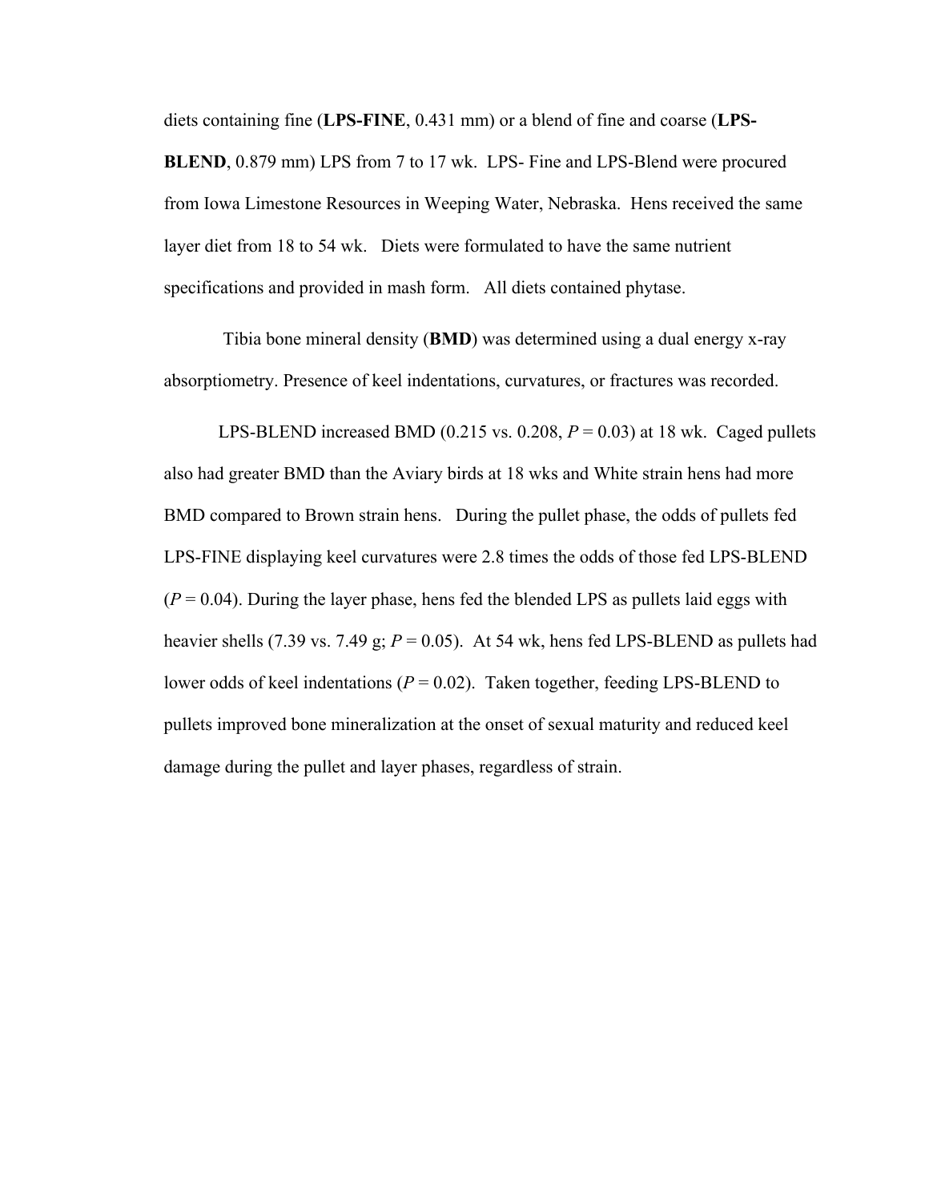diets containing fine (**LPS-FINE**, 0.431 mm) or a blend of fine and coarse (**LPS-BLEND**, 0.879 mm) LPS from 7 to 17 wk. LPS- Fine and LPS-Blend were procured from Iowa Limestone Resources in Weeping Water, Nebraska. Hens received the same layer diet from 18 to 54 wk. Diets were formulated to have the same nutrient specifications and provided in mash form. All diets contained phytase.

Tibia bone mineral density (**BMD**) was determined using a dual energy x-ray absorptiometry. Presence of keel indentations, curvatures, or fractures was recorded.

LPS-BLEND increased BMD (0.215 vs. 0.208, $P = 0.03$) at 18 wk. Caged pullets also had greater BMD than the Aviary birds at 18 wks and White strain hens had more BMD compared to Brown strain hens. During the pullet phase, the odds of pullets fed LPS-FINE displaying keel curvatures were 2.8 times the odds of those fed LPS-BLEND ($P = 0.04$). During the layer phase, hens fed the blended LPS as pullets laid eggs with heavier shells (7.39 vs. 7.49 g; $P = 0.05$). At 54 wk, hens fed LPS-BLEND as pullets had lower odds of keel indentations ($P = 0.02$). Taken together, feeding LPS-BLEND to pullets improved bone mineralization at the onset of sexual maturity and reduced keel damage during the pullet and layer phases, regardless of strain.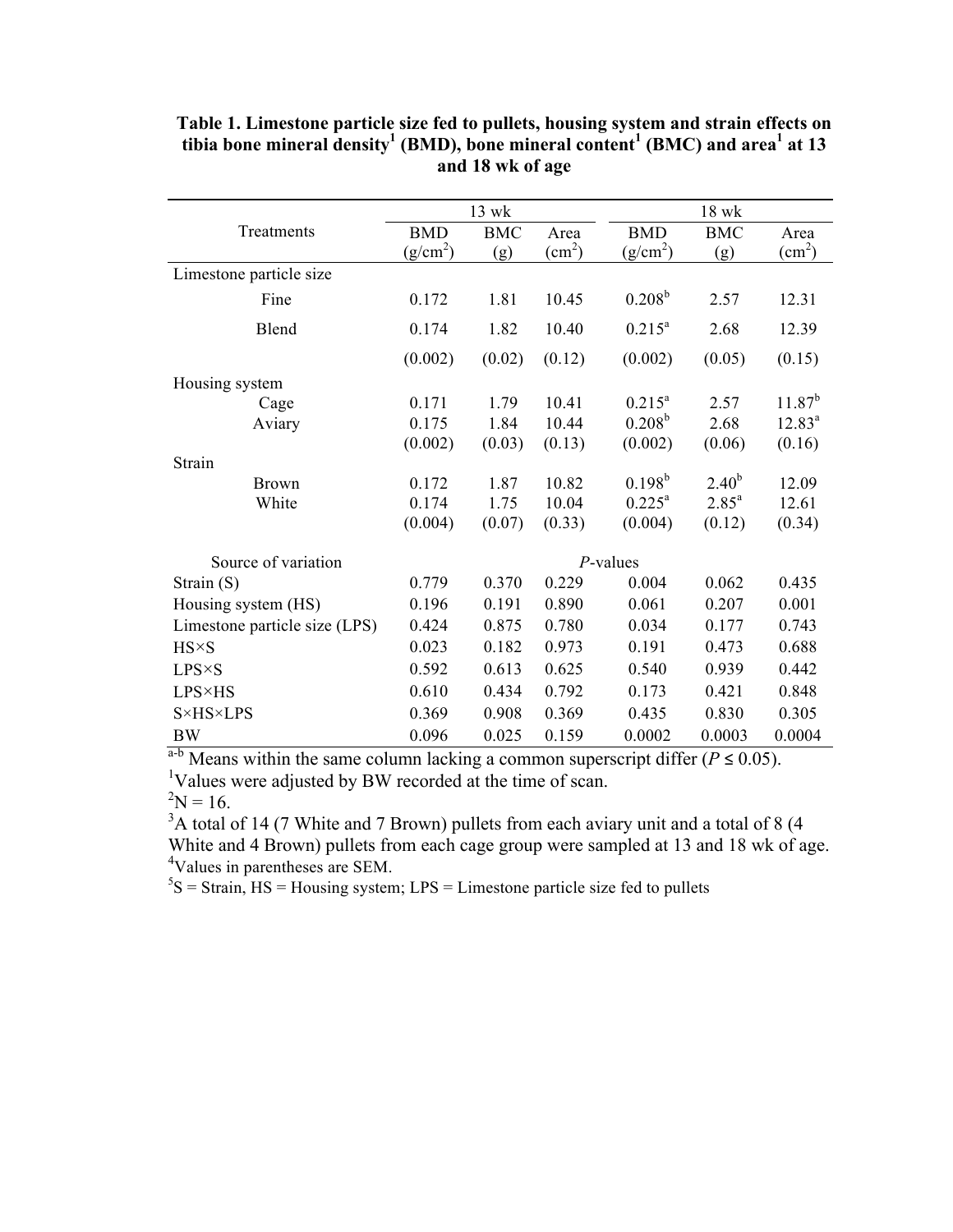**Table 1. Limestone particle size fed to pullets, housing system and strain effects on tibia bone mineral density[1] (BMD), bone mineral content[1] (BMC) and area[1] at 13 and 18 wk of age**

| Treatments | 13 wk | | | 18 wk | | |
|---|---|---|---|---|---|---|
| | BMD ($g/cm^2$) | BMC (g) | Area ($cm^2$) | BMD ($g/cm^2$) | BMC (g) | Area ($cm^2$) |
| Limestone particle size | | | | | | |
| Fine | 0.172 | 1.81 | 10.45 | 0.208[b] | 2.57 | 12.31 |
| Blend | 0.174 | 1.82 | 10.40 | 0.215[a] | 2.68 | 12.39 |
| | (0.002) | (0.02) | (0.12) | (0.002) | (0.05) | (0.15) |
| Housing system | | | | | | |
| Cage | 0.171 | 1.79 | 10.41 | 0.215[a] | 2.57 | 11.87[b] |
| Aviary | 0.175 | 1.84 | 10.44 | 0.208[b] | 2.68 | 12.83[a] |
| | (0.002) | (0.03) | (0.13) | (0.002) | (0.06) | (0.16) |
| Strain | | | | | | |
| Brown | 0.172 | 1.87 | 10.82 | 0.198[b] | 2.40[b] | 12.09 |
| White | 0.174 | 1.75 | 10.04 | 0.225[a] | 2.85[a] | 12.61 |
| | (0.004) | (0.07) | (0.33) | (0.004) | (0.12) | (0.34) |
| Source of variation | *P*-values | | | | | |
| Strain (S) | 0.779 | 0.370 | 0.229 | 0.004 | 0.062 | 0.435 |
| Housing system (HS) | 0.196 | 0.191 | 0.890 | 0.061 | 0.207 | 0.001 |
| Limestone particle size (LPS) | 0.424 | 0.875 | 0.780 | 0.034 | 0.177 | 0.743 |
| HS×S | 0.023 | 0.182 | 0.973 | 0.191 | 0.473 | 0.688 |
| LPS×S | 0.592 | 0.613 | 0.625 | 0.540 | 0.939 | 0.442 |
| LPS×HS | 0.610 | 0.434 | 0.792 | 0.173 | 0.421 | 0.848 |
| S×HS×LPS | 0.369 | 0.908 | 0.369 | 0.435 | 0.830 | 0.305 |
| BW | 0.096 | 0.025 | 0.159 | 0.0002 | 0.0003 | 0.0004 |

[a-b] Means within the same column lacking a common superscript differ ($P \leq 0.05$).

[1]Values were adjusted by BW recorded at the time of scan.

[2]N = 16.

[3]A total of 14 (7 White and 7 Brown) pullets from each aviary unit and a total of 8 (4 White and 4 Brown) pullets from each cage group were sampled at 13 and 18 wk of age.

[4]Values in parentheses are SEM.

[5]S = Strain, HS = Housing system; LPS = Limestone particle size fed to pullets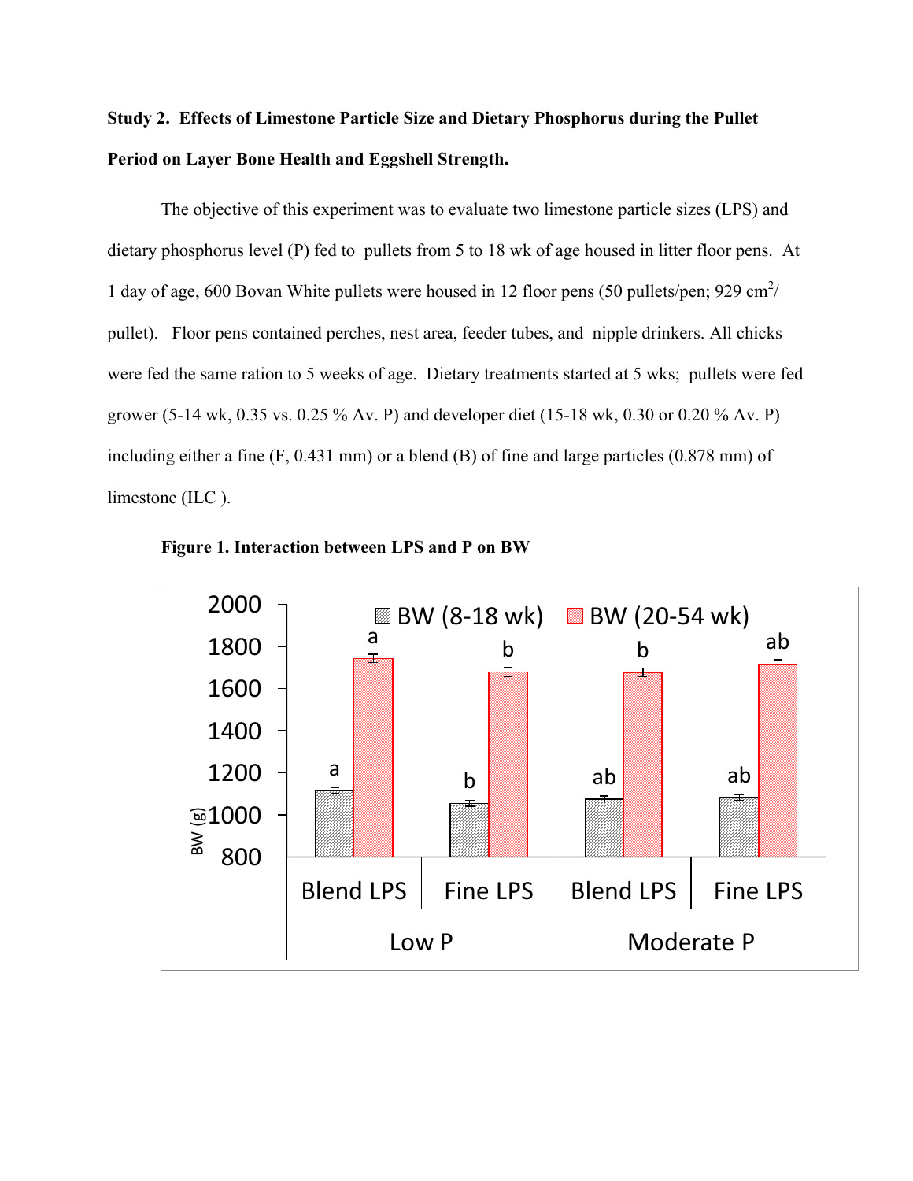**Study 2. Effects of Limestone Particle Size and Dietary Phosphorus during the Pullet Period on Layer Bone Health and Eggshell Strength.**

The objective of this experiment was to evaluate two limestone particle sizes (LPS) and dietary phosphorus level (P) fed to pullets from 5 to 18 wk of age housed in litter floor pens. At 1 day of age, 600 Bovan White pullets were housed in 12 floor pens (50 pullets/pen; 929 $cm^2$/ pullet). Floor pens contained perches, nest area, feeder tubes, and nipple drinkers. All chicks were fed the same ration to 5 weeks of age. Dietary treatments started at 5 wks; pullets were fed grower (5-14 wk, 0.35 vs. 0.25 % Av. P) and developer diet (15-18 wk, 0.30 or 0.20 % Av. P) including either a fine (F, 0.431 mm) or a blend (B) of fine and large particles (0.878 mm) of limestone (ILC ).

**Figure 1. Interaction between LPS and P on BW**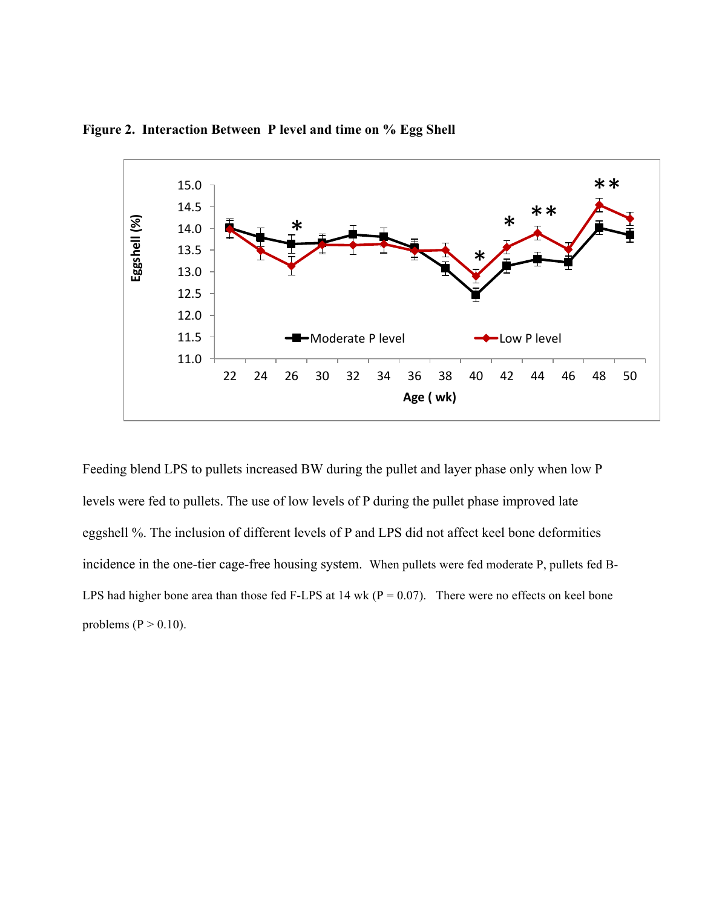**Figure 2. Interaction Between P level and time on % Egg Shell**

Feeding blend LPS to pullets increased BW during the pullet and layer phase only when low P levels were fed to pullets. The use of low levels of P during the pullet phase improved late eggshell %. The inclusion of different levels of P and LPS did not affect keel bone deformities incidence in the one-tier cage-free housing system. When pullets were fed moderate P, pullets fed B-LPS had higher bone area than those fed F-LPS at 14 wk ($P = 0.07$). There were no effects on keel bone problems ($P > 0.10$).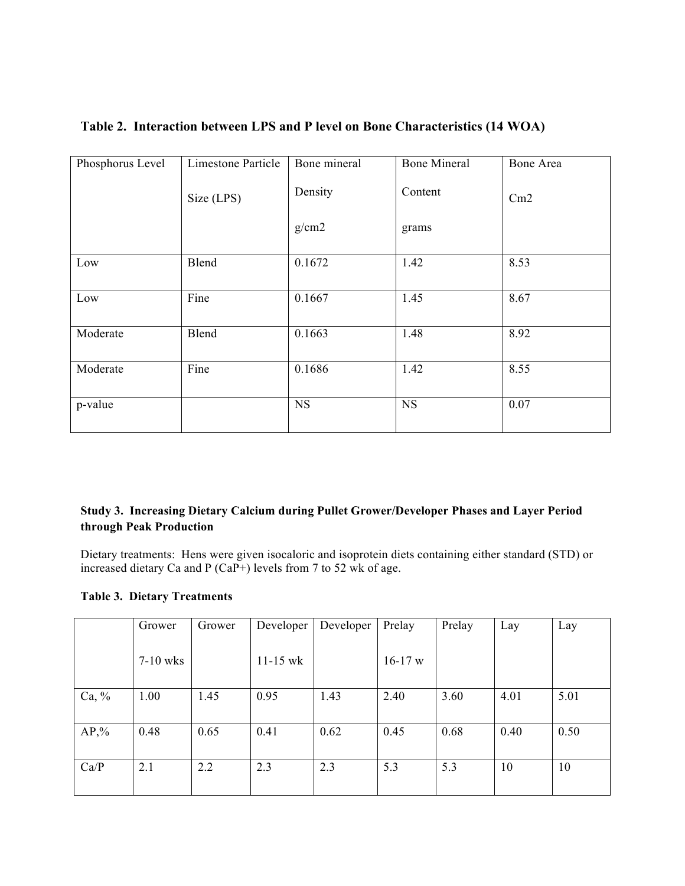**Table 2. Interaction between LPS and P level on Bone Characteristics (14 WOA)**

| Phosphorus Level | Limestone Particle Size (LPS) | Bone mineral Density g/cm2 | Bone Mineral Content grams | Bone Area Cm2 |
|---|---|---|---|---|
| Low | Blend | 0.1672 | 1.42 | 8.53 |
| Low | Fine | 0.1667 | 1.45 | 8.67 |
| Moderate | Blend | 0.1663 | 1.48 | 8.92 |
| Moderate | Fine | 0.1686 | 1.42 | 8.55 |
| p-value | | NS | NS | 0.07 |

**Study 3. Increasing Dietary Calcium during Pullet Grower/Developer Phases and Layer Period through Peak Production**

Dietary treatments: Hens were given isocaloric and isoprotein diets containing either standard (STD) or increased dietary Ca and P (CaP+) levels from 7 to 52 wk of age.

**Table 3. Dietary Treatments**

| | Grower 7-10 wks | Grower | Developer 11-15 wk | Developer | Prelay 16-17 w | Prelay | Lay | Lay |
|---|---|---|---|---|---|---|---|---|
| Ca, % | 1.00 | 1.45 | 0.95 | 1.43 | 2.40 | 3.60 | 4.01 | 5.01 |
| AP,% | 0.48 | 0.65 | 0.41 | 0.62 | 0.45 | 0.68 | 0.40 | 0.50 |
| Ca/P | 2.1 | 2.2 | 2.3 | 2.3 | 5.3 | 5.3 | 10 | 10 |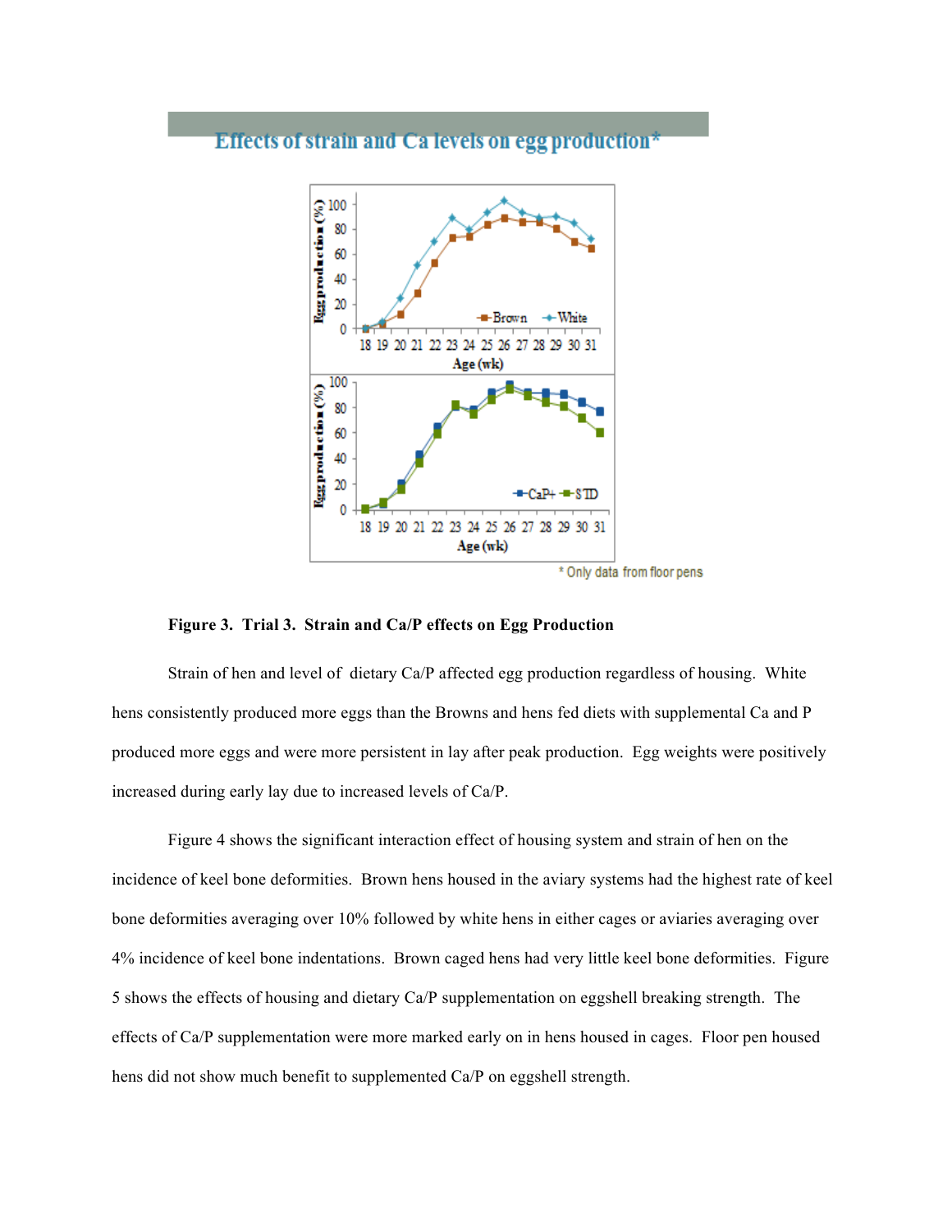Figure 3. Trial 3. Strain and Ca/P effects on Egg Production

Strain of hen and level of dietary Ca/P affected egg production regardless of housing. White hens consistently produced more eggs than the Browns and hens fed diets with supplemental Ca and P produced more eggs and were more persistent in lay after peak production. Egg weights were positively increased during early lay due to increased levels of Ca/P.

Figure 4 shows the significant interaction effect of housing system and strain of hen on the incidence of keel bone deformities. Brown hens housed in the aviary systems had the highest rate of keel bone deformities averaging over 10% followed by white hens in either cages or aviaries averaging over 4% incidence of keel bone indentations. Brown caged hens had very little keel bone deformities. Figure 5 shows the effects of housing and dietary Ca/P supplementation on eggshell breaking strength. The effects of Ca/P supplementation were more marked early on in hens housed in cages. Floor pen housed hens did not show much benefit to supplemented Ca/P on eggshell strength.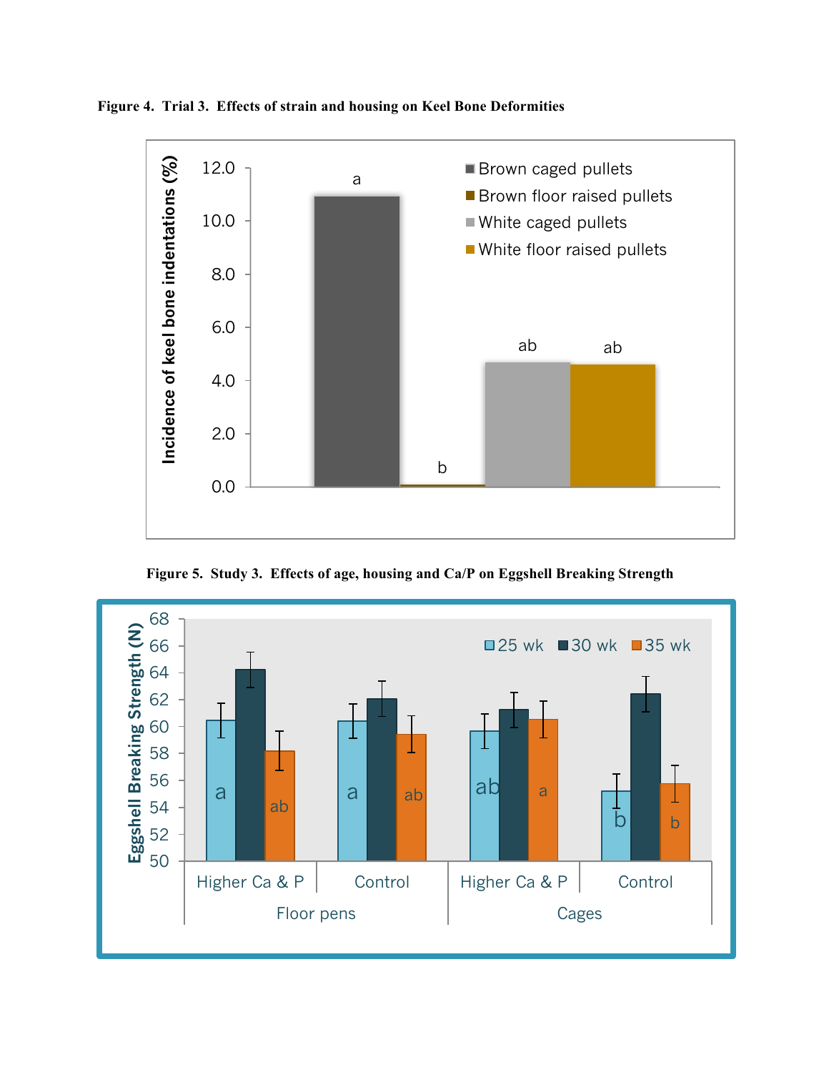**Figure 4. Trial 3. Effects of strain and housing on Keel Bone Deformities**

**Figure 5. Study 3. Effects of age, housing and Ca/P on Eggshell Breaking Strength**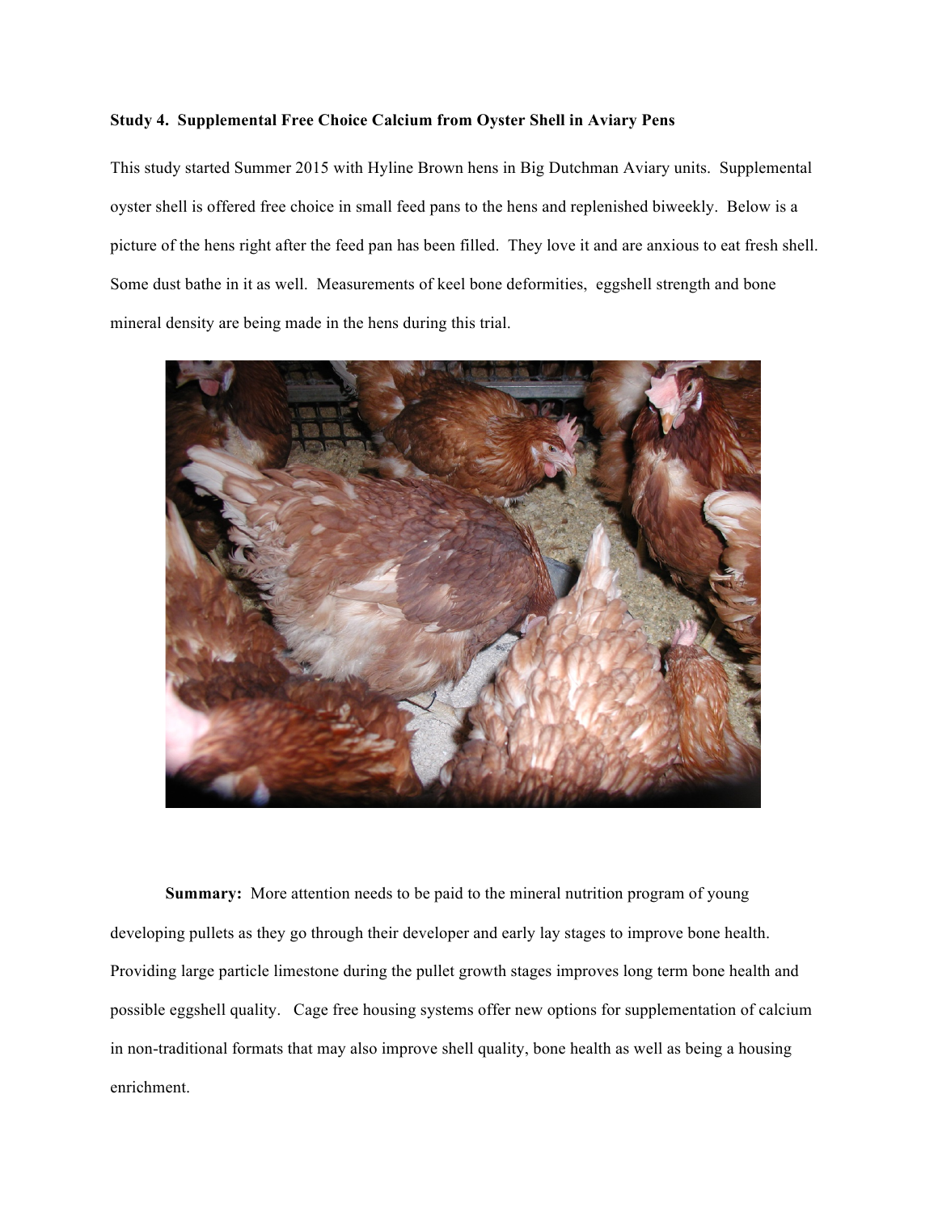**Study 4. Supplemental Free Choice Calcium from Oyster Shell in Aviary Pens**

This study started Summer 2015 with Hyline Brown hens in Big Dutchman Aviary units. Supplemental oyster shell is offered free choice in small feed pans to the hens and replenished biweekly. Below is a picture of the hens right after the feed pan has been filled. They love it and are anxious to eat fresh shell. Some dust bathe in it as well. Measurements of keel bone deformities, eggshell strength and bone mineral density are being made in the hens during this trial.

**Summary:** More attention needs to be paid to the mineral nutrition program of young developing pullets as they go through their developer and early lay stages to improve bone health. Providing large particle limestone during the pullet growth stages improves long term bone health and possible eggshell quality. Cage free housing systems offer new options for supplementation of calcium in non-traditional formats that may also improve shell quality, bone health as well as being a housing enrichment.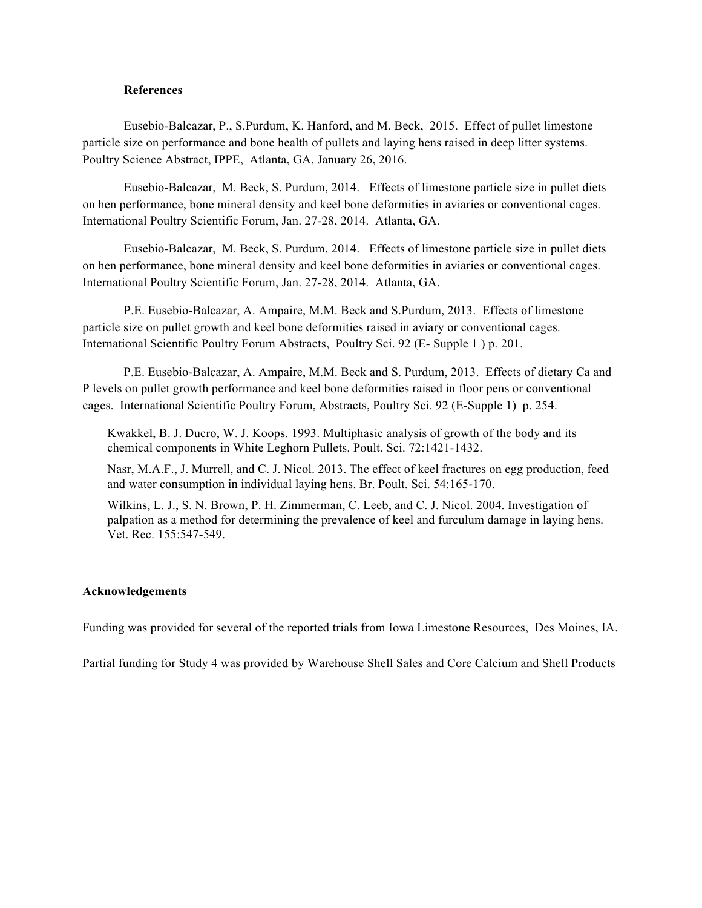**References**

Eusebio-Balcazar, P., S.Purdum, K. Hanford, and M. Beck, 2015. Effect of pullet limestone particle size on performance and bone health of pullets and laying hens raised in deep litter systems. Poultry Science Abstract, IPPE, Atlanta, GA, January 26, 2016.

Eusebio-Balcazar, M. Beck, S. Purdum, 2014. Effects of limestone particle size in pullet diets on hen performance, bone mineral density and keel bone deformities in aviaries or conventional cages. International Poultry Scientific Forum, Jan. 27-28, 2014. Atlanta, GA.

Eusebio-Balcazar, M. Beck, S. Purdum, 2014. Effects of limestone particle size in pullet diets on hen performance, bone mineral density and keel bone deformities in aviaries or conventional cages. International Poultry Scientific Forum, Jan. 27-28, 2014. Atlanta, GA.

P.E. Eusebio-Balcazar, A. Ampaire, M.M. Beck and S.Purdum, 2013. Effects of limestone particle size on pullet growth and keel bone deformities raised in aviary or conventional cages. International Scientific Poultry Forum Abstracts, Poultry Sci. 92 (E- Supple 1 ) p. 201.

P.E. Eusebio-Balcazar, A. Ampaire, M.M. Beck and S. Purdum, 2013. Effects of dietary Ca and P levels on pullet growth performance and keel bone deformities raised in floor pens or conventional cages. International Scientific Poultry Forum, Abstracts, Poultry Sci. 92 (E-Supple 1) p. 254.

Kwakkel, B. J. Ducro, W. J. Koops. 1993. Multiphasic analysis of growth of the body and its chemical components in White Leghorn Pullets. Poult. Sci. 72:1421-1432.

Nasr, M.A.F., J. Murrell, and C. J. Nicol. 2013. The effect of keel fractures on egg production, feed and water consumption in individual laying hens. Br. Poult. Sci. 54:165-170.

Wilkins, L. J., S. N. Brown, P. H. Zimmerman, C. Leeb, and C. J. Nicol. 2004. Investigation of palpation as a method for determining the prevalence of keel and furculum damage in laying hens. Vet. Rec. 155:547-549.

**Acknowledgements**

Funding was provided for several of the reported trials from Iowa Limestone Resources, Des Moines, IA.

Partial funding for Study 4 was provided by Warehouse Shell Sales and Core Calcium and Shell Products